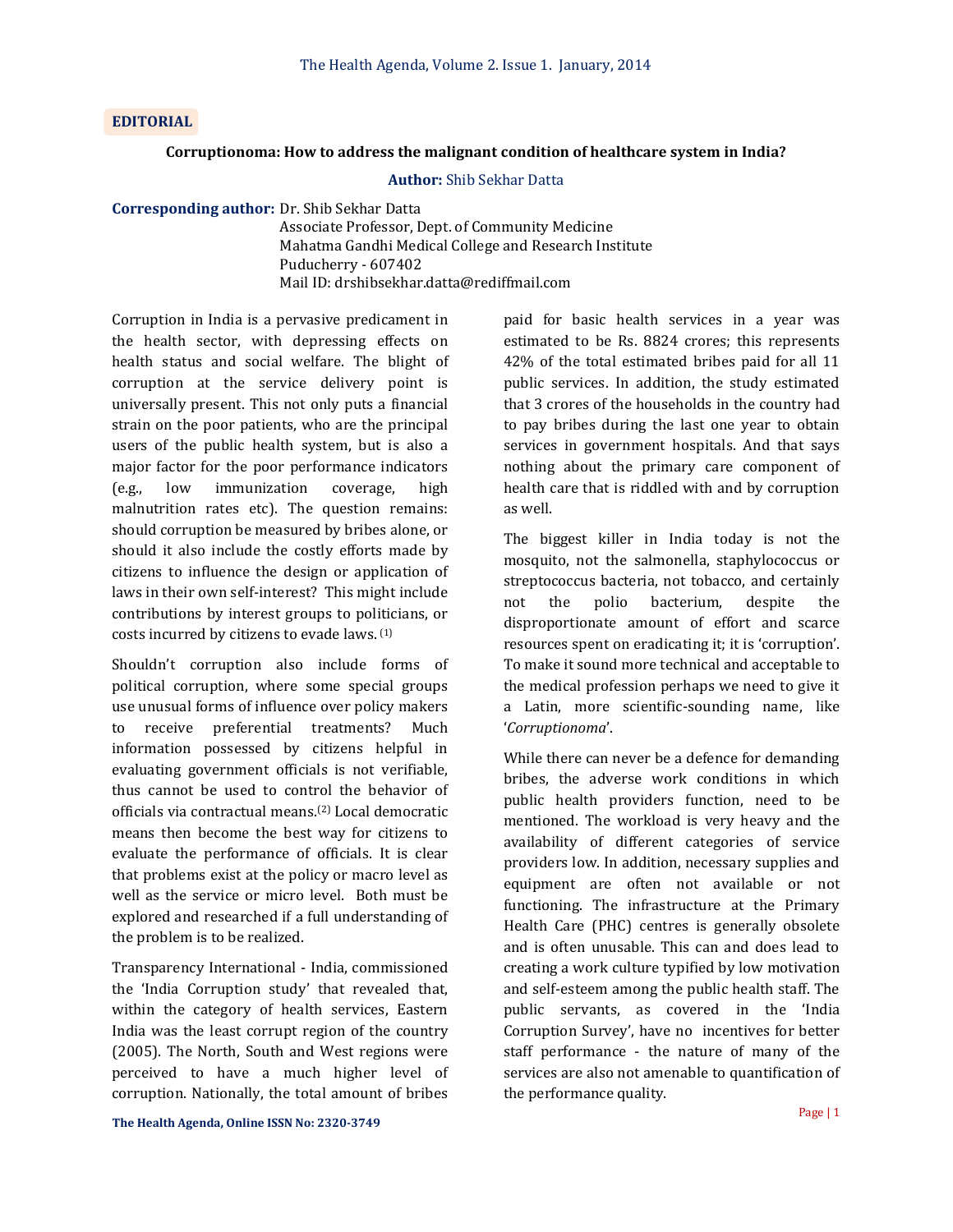**EDITORIAL**

# Corruptionoma: How to address the malignant condition of healthcare system in India?

**Author:** Shib Sekhar Datta

**Corresponding author:** Dr. Shib Sekhar Datta
Associate Professor, Dept. of Community Medicine
Mahatma Gandhi Medical College and Research Institute
Puducherry - 607402
Mail ID: drshibsekhar.datta@rediffmail.com

Corruption in India is a pervasive predicament in the health sector, with depressing effects on health status and social welfare. The blight of corruption at the service delivery point is universally present. This not only puts a financial strain on the poor patients, who are the principal users of the public health system, but is also a major factor for the poor performance indicators (e.g., low immunization coverage, high malnutrition rates etc). The question remains: should corruption be measured by bribes alone, or should it also include the costly efforts made by citizens to influence the design or application of laws in their own self-interest? This might include contributions by interest groups to politicians, or costs incurred by citizens to evade laws. [1]

Shouldn't corruption also include forms of political corruption, where some special groups use unusual forms of influence over policy makers to receive preferential treatments? Much information possessed by citizens helpful in evaluating government officials is not verifiable, thus cannot be used to control the behavior of officials via contractual means.[2] Local democratic means then become the best way for citizens to evaluate the performance of officials. It is clear that problems exist at the policy or macro level as well as the service or micro level. Both must be explored and researched if a full understanding of the problem is to be realized.

Transparency International - India, commissioned the 'India Corruption study' that revealed that, within the category of health services, Eastern India was the least corrupt region of the country (2005). The North, South and West regions were perceived to have a much higher level of corruption. Nationally, the total amount of bribes paid for basic health services in a year was estimated to be Rs. 8824 crores; this represents 42% of the total estimated bribes paid for all 11 public services. In addition, the study estimated that 3 crores of the households in the country had to pay bribes during the last one year to obtain services in government hospitals. And that says nothing about the primary care component of health care that is riddled with and by corruption as well.

The biggest killer in India today is not the mosquito, not the salmonella, staphylococcus or streptococcus bacteria, not tobacco, and certainly not the polio bacterium, despite the disproportionate amount of effort and scarce resources spent on eradicating it; it is 'corruption'. To make it sound more technical and acceptable to the medical profession perhaps we need to give it a Latin, more scientific-sounding name, like '*Corruptionoma*'.

While there can never be a defence for demanding bribes, the adverse work conditions in which public health providers function, need to be mentioned. The workload is very heavy and the availability of different categories of service providers low. In addition, necessary supplies and equipment are often not available or not functioning. The infrastructure at the Primary Health Care (PHC) centres is generally obsolete and is often unusable. This can and does lead to creating a work culture typified by low motivation and self-esteem among the public health staff. The public servants, as covered in the 'India Corruption Survey', have no incentives for better staff performance - the nature of many of the services are also not amenable to quantification of the performance quality.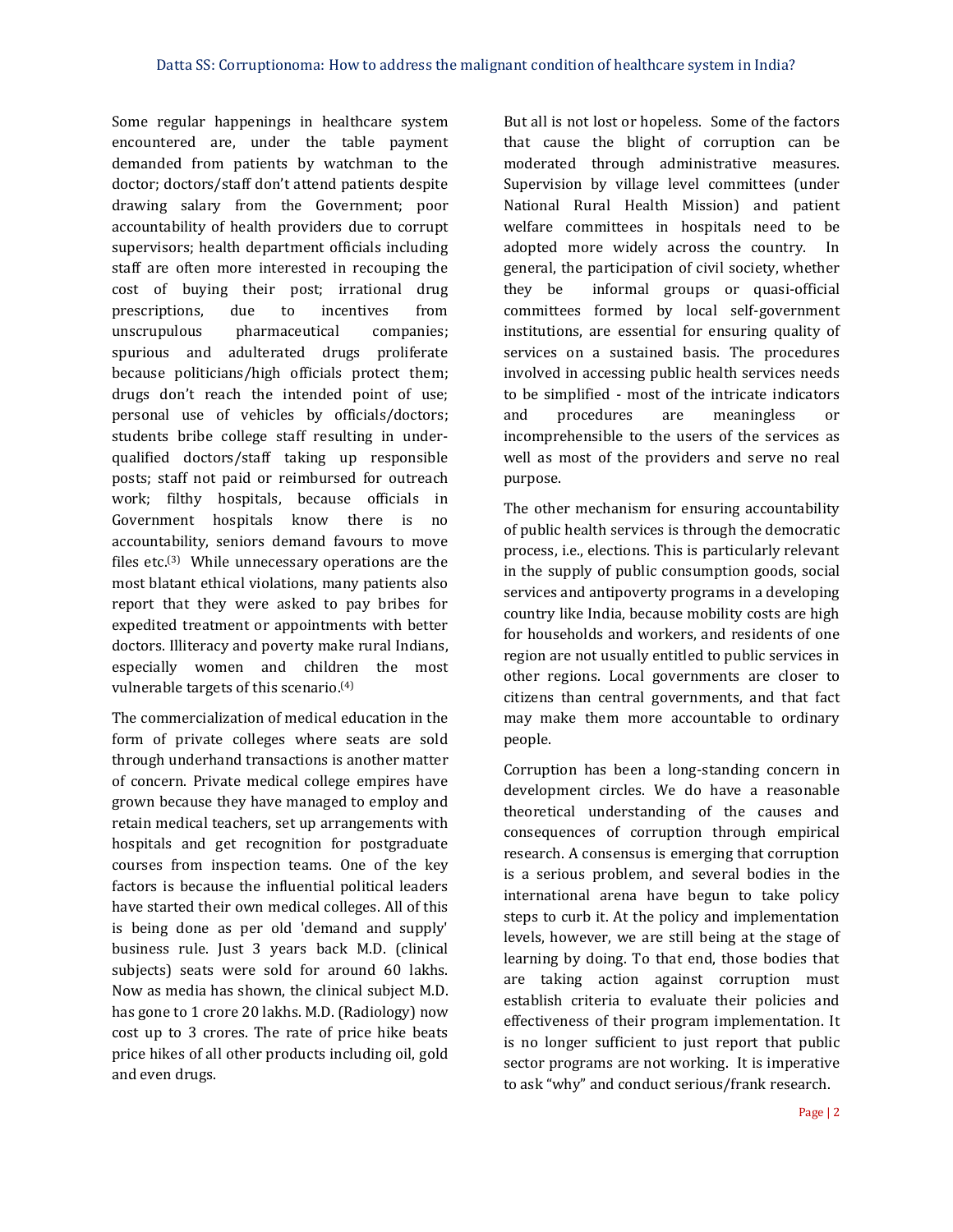Some regular happenings in healthcare system encountered are, under the table payment demanded from patients by watchman to the doctor; doctors/staff don't attend patients despite drawing salary from the Government; poor accountability of health providers due to corrupt supervisors; health department officials including staff are often more interested in recouping the cost of buying their post; irrational drug prescriptions, due to incentives from unscrupulous pharmaceutical companies; spurious and adulterated drugs proliferate because politicians/high officials protect them; drugs don't reach the intended point of use; personal use of vehicles by officials/doctors; students bribe college staff resulting in under-qualified doctors/staff taking up responsible posts; staff not paid or reimbursed for outreach work; filthy hospitals, because officials in Government hospitals know there is no accountability, seniors demand favours to move files etc.[3] While unnecessary operations are the most blatant ethical violations, many patients also report that they were asked to pay bribes for expedited treatment or appointments with better doctors. Illiteracy and poverty make rural Indians, especially women and children the most vulnerable targets of this scenario.[4]

The commercialization of medical education in the form of private colleges where seats are sold through underhand transactions is another matter of concern. Private medical college empires have grown because they have managed to employ and retain medical teachers, set up arrangements with hospitals and get recognition for postgraduate courses from inspection teams. One of the key factors is because the influential political leaders have started their own medical colleges. All of this is being done as per old 'demand and supply' business rule. Just 3 years back M.D. (clinical subjects) seats were sold for around 60 lakhs. Now as media has shown, the clinical subject M.D. has gone to 1 crore 20 lakhs. M.D. (Radiology) now cost up to 3 crores. The rate of price hike beats price hikes of all other products including oil, gold and even drugs.

But all is not lost or hopeless. Some of the factors that cause the blight of corruption can be moderated through administrative measures. Supervision by village level committees (under National Rural Health Mission) and patient welfare committees in hospitals need to be adopted more widely across the country. In general, the participation of civil society, whether they be informal groups or quasi-official committees formed by local self-government institutions, are essential for ensuring quality of services on a sustained basis. The procedures involved in accessing public health services needs to be simplified - most of the intricate indicators and procedures are meaningless or incomprehensible to the users of the services as well as most of the providers and serve no real purpose.

The other mechanism for ensuring accountability of public health services is through the democratic process, i.e., elections. This is particularly relevant in the supply of public consumption goods, social services and antipoverty programs in a developing country like India, because mobility costs are high for households and workers, and residents of one region are not usually entitled to public services in other regions. Local governments are closer to citizens than central governments, and that fact may make them more accountable to ordinary people.

Corruption has been a long-standing concern in development circles. We do have a reasonable theoretical understanding of the causes and consequences of corruption through empirical research. A consensus is emerging that corruption is a serious problem, and several bodies in the international arena have begun to take policy steps to curb it. At the policy and implementation levels, however, we are still being at the stage of learning by doing. To that end, those bodies that are taking action against corruption must establish criteria to evaluate their policies and effectiveness of their program implementation. It is no longer sufficient to just report that public sector programs are not working. It is imperative to ask "why" and conduct serious/frank research.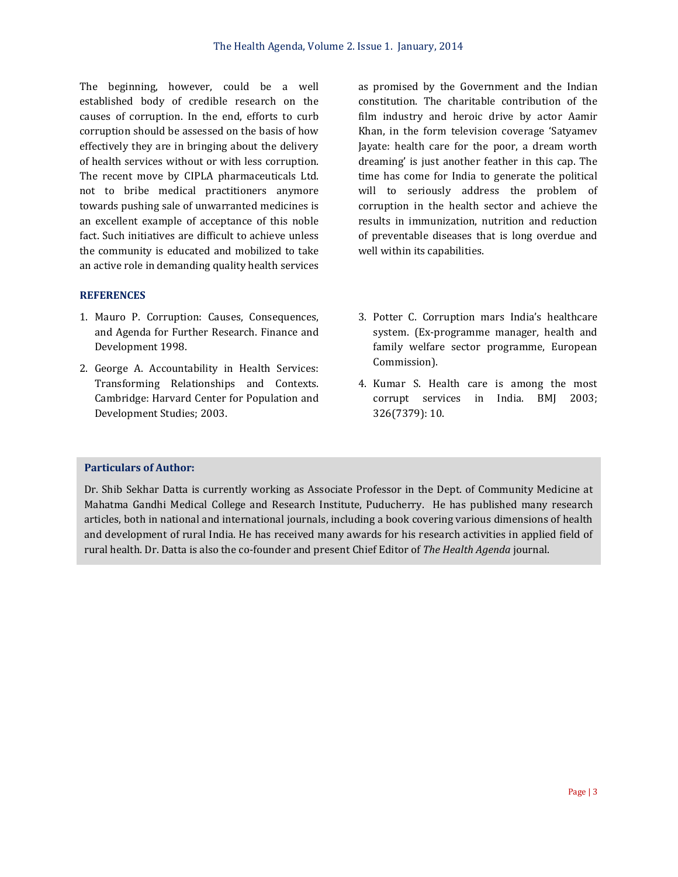The beginning, however, could be a well established body of credible research on the causes of corruption. In the end, efforts to curb corruption should be assessed on the basis of how effectively they are in bringing about the delivery of health services without or with less corruption. The recent move by CIPLA pharmaceuticals Ltd. not to bribe medical practitioners anymore towards pushing sale of unwarranted medicines is an excellent example of acceptance of this noble fact. Such initiatives are difficult to achieve unless the community is educated and mobilized to take an active role in demanding quality health services as promised by the Government and the Indian constitution. The charitable contribution of the film industry and heroic drive by actor Aamir Khan, in the form television coverage 'Satyamev Jayate: health care for the poor, a dream worth dreaming' is just another feather in this cap. The time has come for India to generate the political will to seriously address the problem of corruption in the health sector and achieve the results in immunization, nutrition and reduction of preventable diseases that is long overdue and well within its capabilities.

### REFERENCES

1. Mauro P. Corruption: Causes, Consequences, and Agenda for Further Research. Finance and Development 1998.
2. George A. Accountability in Health Services: Transforming Relationships and Contexts. Cambridge: Harvard Center for Population and Development Studies; 2003.
3. Potter C. Corruption mars India's healthcare system. (Ex-programme manager, health and family welfare sector programme, European Commission).
4. Kumar S. Health care is among the most corrupt services in India. BMJ 2003; 326(7379): 10.

**Particulars of Author:**

Dr. Shib Sekhar Datta is currently working as Associate Professor in the Dept. of Community Medicine at Mahatma Gandhi Medical College and Research Institute, Puducherry. He has published many research articles, both in national and international journals, including a book covering various dimensions of health and development of rural India. He has received many awards for his research activities in applied field of rural health. Dr. Datta is also the co-founder and present Chief Editor of *The Health Agenda* journal.